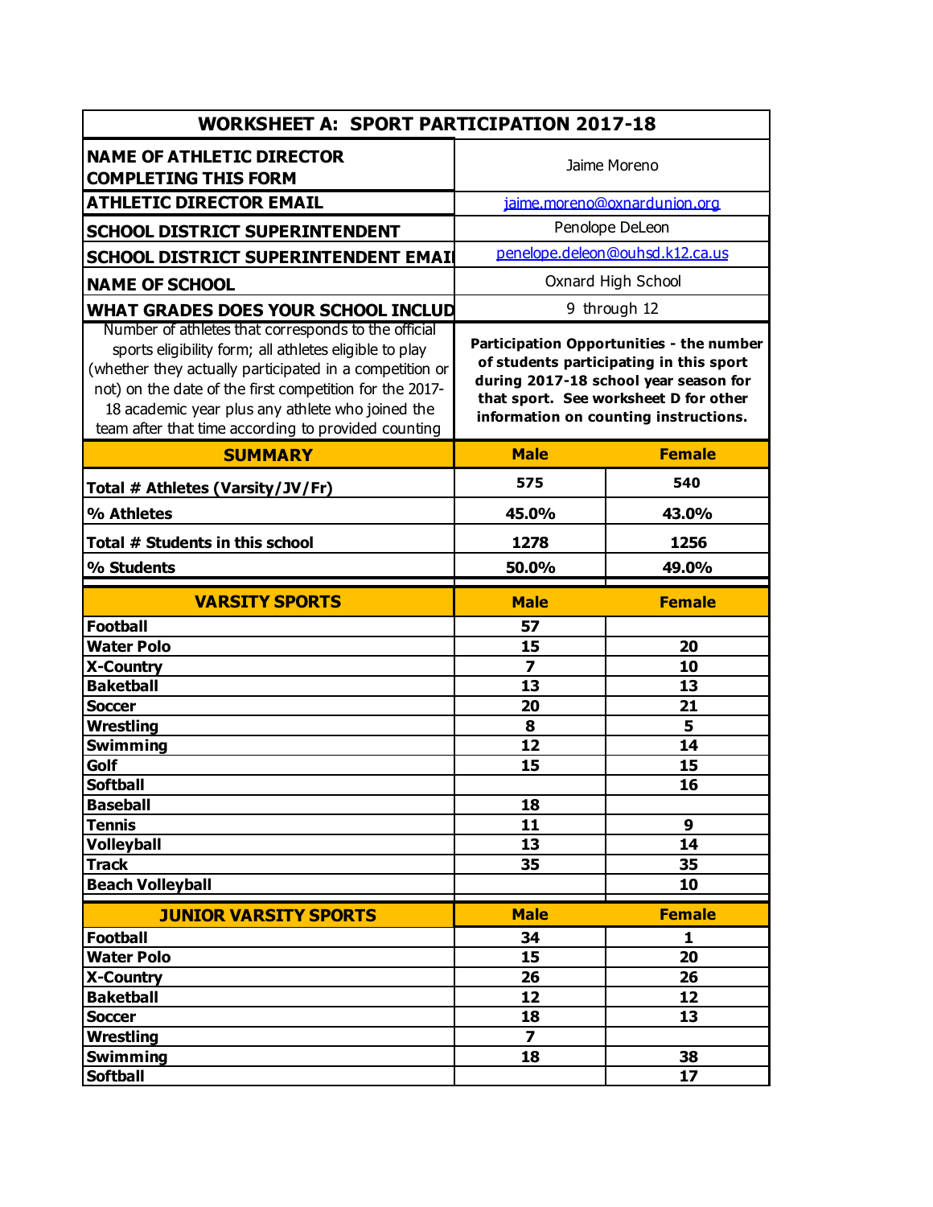| WORKSHEET A: SPORT PARTICIPATION 2017-18 | | |
|---|---|---|
| **NAME OF ATHLETIC DIRECTOR COMPLETING THIS FORM** | Jaime Moreno | |
| **ATHLETIC DIRECTOR EMAIL** | jaime.moreno@oxnardunion.org | |
| **SCHOOL DISTRICT SUPERINTENDENT** | Penolope DeLeon | |
| **SCHOOL DISTRICT SUPERINTENDENT EMAI** | penelope.deleon@ouhsd.k12.ca.us | |
| **NAME OF SCHOOL** | Oxnard High School | |
| **WHAT GRADES DOES YOUR SCHOOL INCLUD** | 9 through 12 | |
| Number of athletes that corresponds to the official sports eligibility form; all athletes eligible to play (whether they actually participated in a competition or not) on the date of the first competition for the 2017-18 academic year plus any athlete who joined the team after that time according to provided counting | **Participation Opportunities - the number of students participating in this sport during 2017-18 school year season for that sport. See worksheet D for other information on counting instructions.** | |
| **SUMMARY** | **Male** | **Female** |
| **Total # Athletes (Varsity/JV/Fr)** | **575** | **540** |
| **% Athletes** | **45.0%** | **43.0%** |
| **Total # Students in this school** | **1278** | **1256** |
| **% Students** | **50.0%** | **49.0%** |
| **VARSITY SPORTS** | **Male** | **Female** |
| **Football** | **57** | |
| **Water Polo** | **15** | **20** |
| **X-Country** | **7** | **10** |
| **Baketball** | **13** | **13** |
| **Soccer** | **20** | **21** |
| **Wrestling** | **8** | **5** |
| **Swimming** | **12** | **14** |
| **Golf** | **15** | **15** |
| **Softball** | | **16** |
| **Baseball** | **18** | |
| **Tennis** | **11** | **9** |
| **Volleyball** | **13** | **14** |
| **Track** | **35** | **35** |
| **Beach Volleyball** | | **10** |
| **JUNIOR VARSITY SPORTS** | **Male** | **Female** |
| **Football** | **34** | **1** |
| **Water Polo** | **15** | **20** |
| **X-Country** | **26** | **26** |
| **Baketball** | **12** | **12** |
| **Soccer** | **18** | **13** |
| **Wrestling** | **7** | |
| **Swimming** | **18** | **38** |
| **Softball** | | **17** |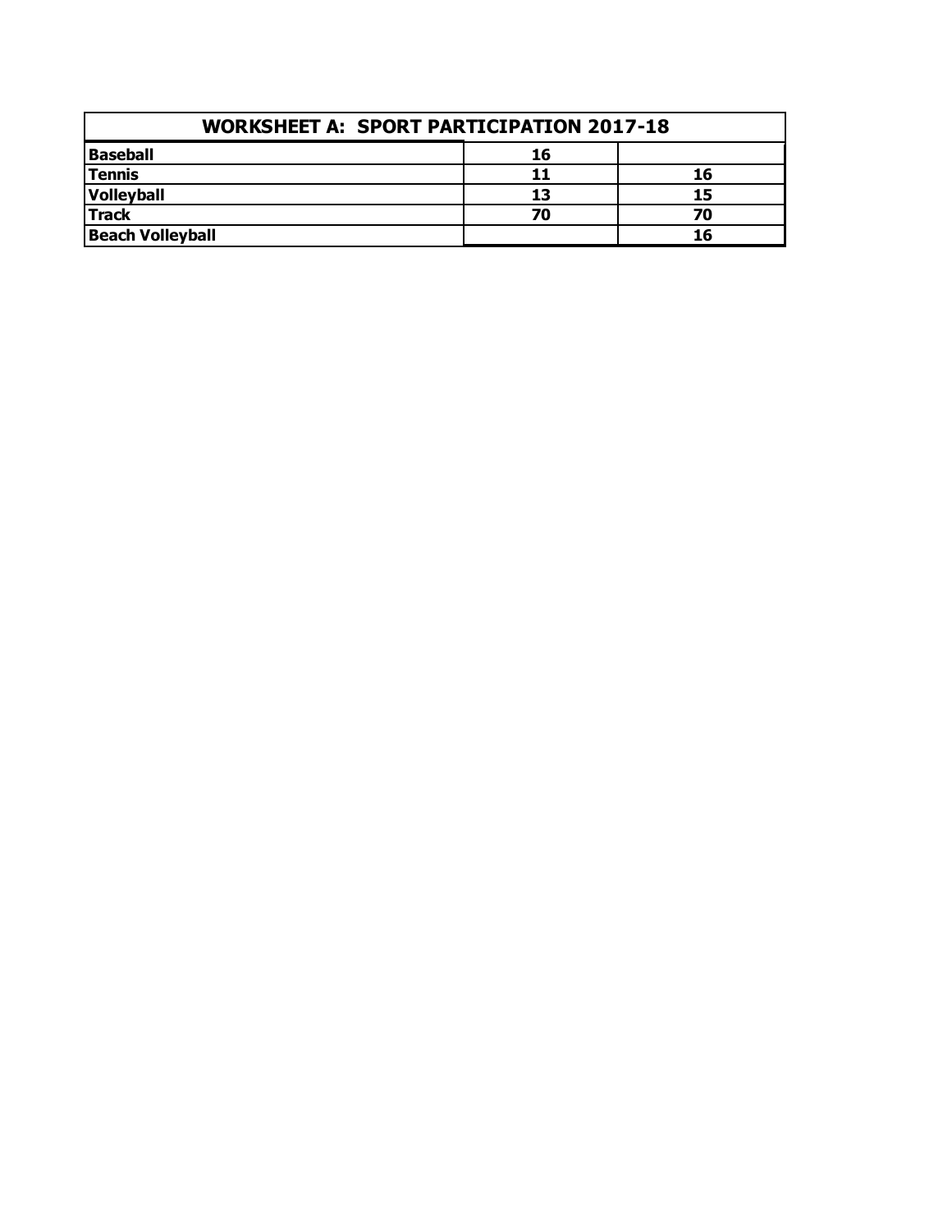| WORKSHEET A: SPORT PARTICIPATION 2017-18 | | |
|---|---|---|
| **Baseball** | **16** | |
| **Tennis** | **11** | **16** |
| **Volleyball** | **13** | **15** |
| **Track** | **70** | **70** |
| **Beach Volleyball** | | **16** |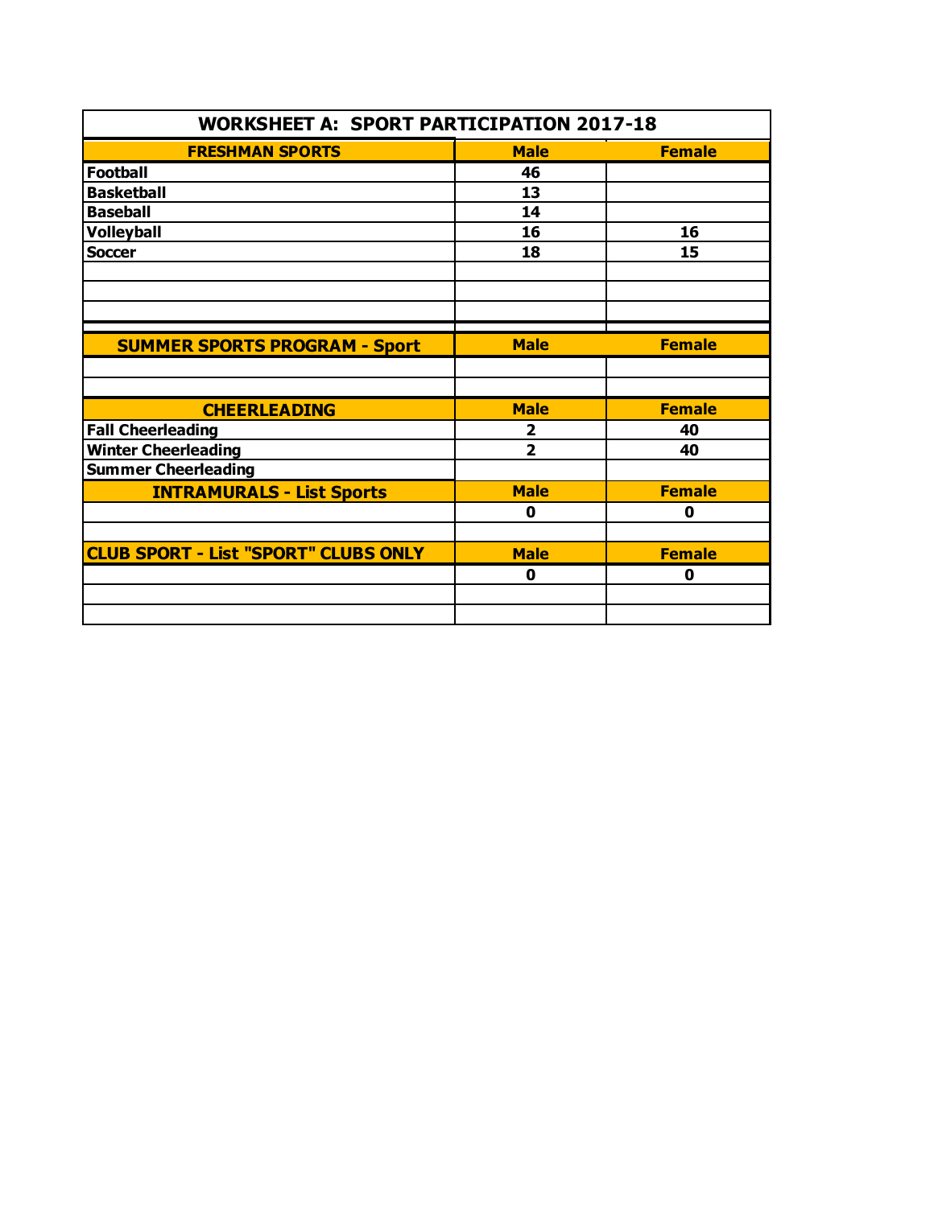## WORKSHEET A: SPORT PARTICIPATION 2017-18

| FRESHMAN SPORTS | Male | Female |
|---|---|---|
| Football | 46 | |
| Basketball | 13 | |
| Baseball | 14 | |
| Volleyball | 16 | 16 |
| Soccer | 18 | 15 |
| | | |
| | | |
| | | |

| SUMMER SPORTS PROGRAM - Sport | Male | Female |
|---|---|---|
| | | |
| | | |

| CHEERLEADING | Male | Female |
|---|---|---|
| Fall Cheerleading | 2 | 40 |
| Winter Cheerleading | 2 | 40 |
| Summer Cheerleading | | |

| INTRAMURALS - List Sports | Male | Female |
|---|---|---|
| | 0 | 0 |
| | | |

| CLUB SPORT - List "SPORT" CLUBS ONLY | Male | Female |
|---|---|---|
| | 0 | 0 |
| | | |
| | | |